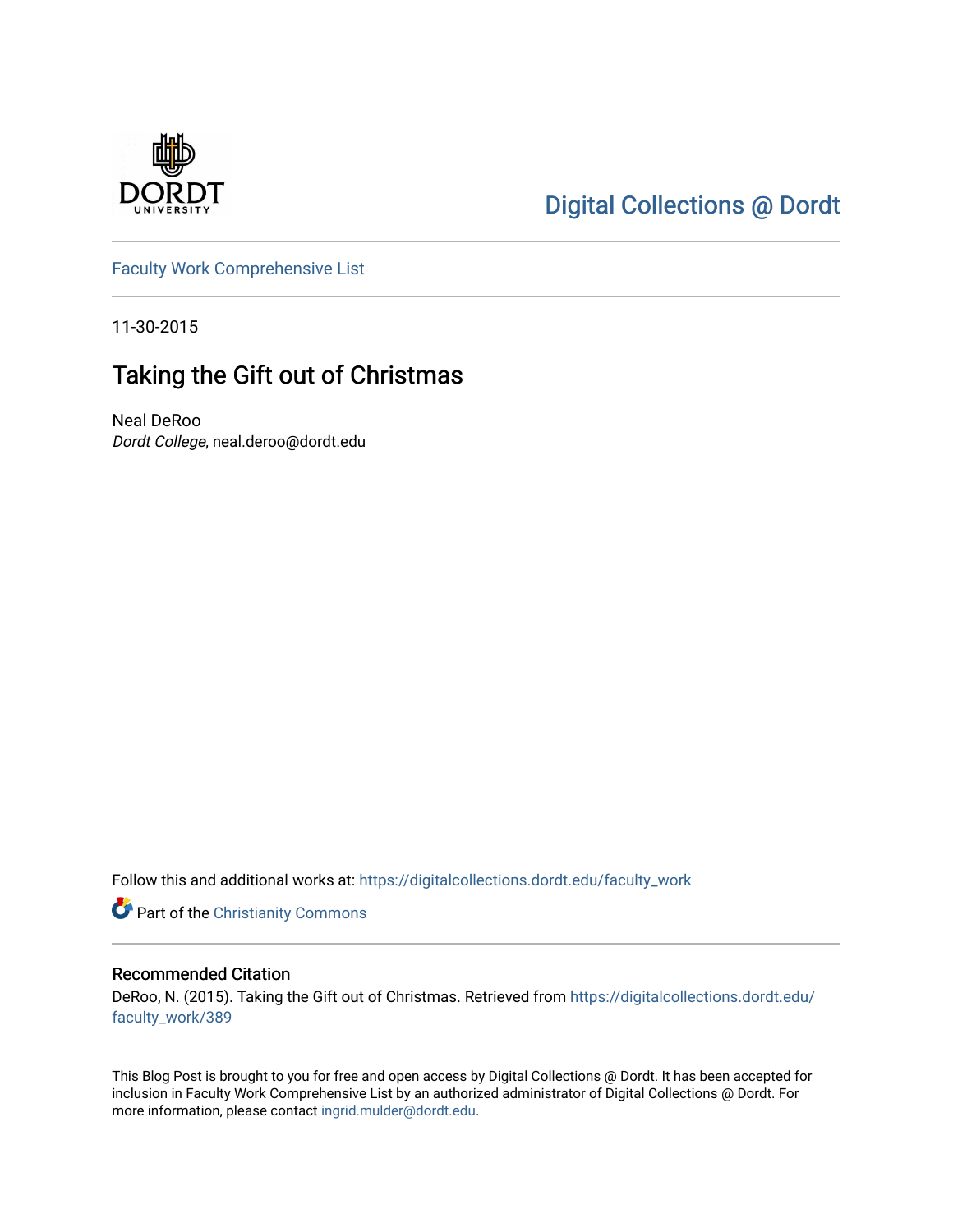Digital Collections @ Dordt

Faculty Work Comprehensive List

11-30-2015

# Taking the Gift out of Christmas

Neal DeRoo
*Dordt College*, neal.deroo@dordt.edu

Follow this and additional works at: https://digitalcollections.dordt.edu/faculty_work

Part of the Christianity Commons

## Recommended Citation

DeRoo, N. (2015). Taking the Gift out of Christmas. Retrieved from https://digitalcollections.dordt.edu/faculty_work/389

This Blog Post is brought to you for free and open access by Digital Collections @ Dordt. It has been accepted for inclusion in Faculty Work Comprehensive List by an authorized administrator of Digital Collections @ Dordt. For more information, please contact ingrid.mulder@dordt.edu.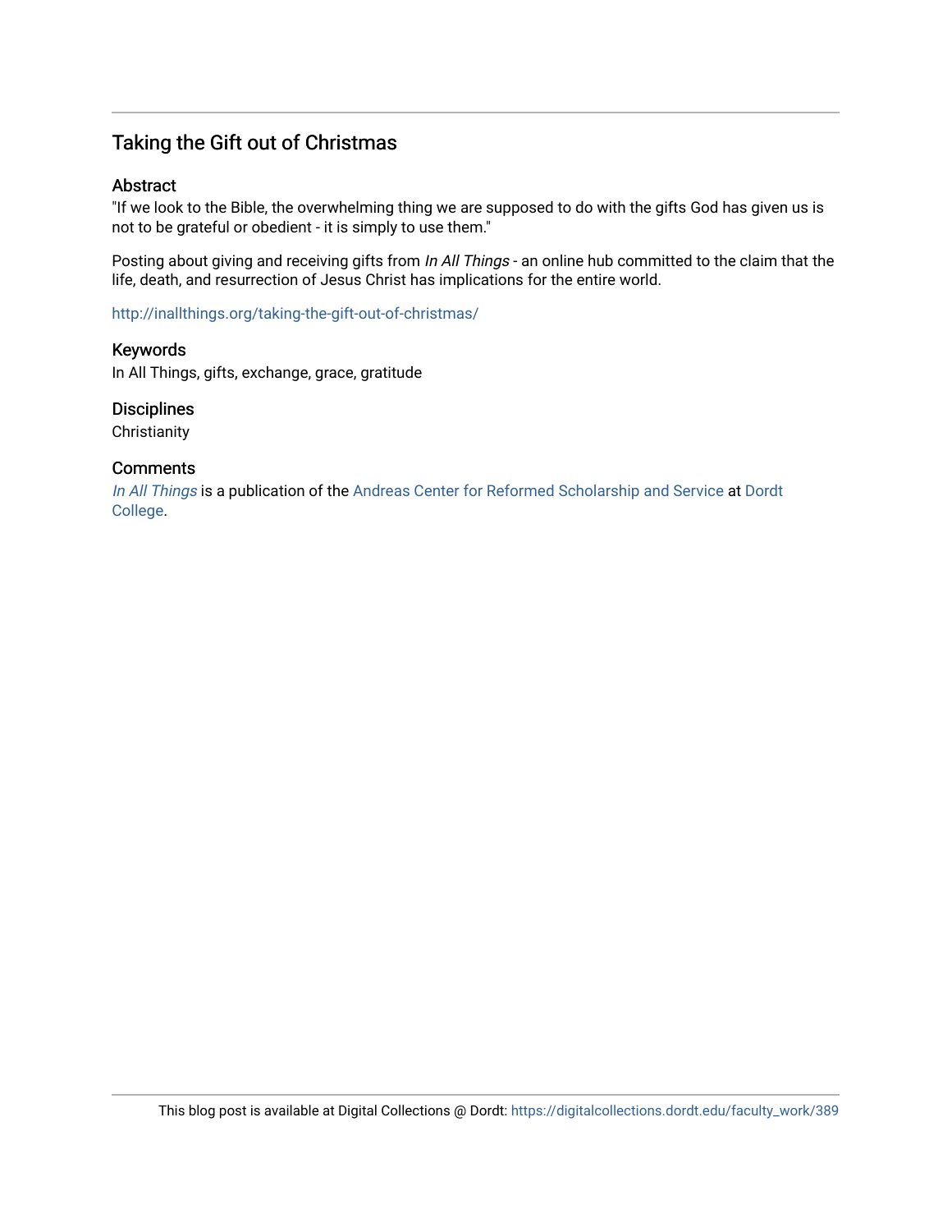## Taking the Gift out of Christmas

### Abstract

"If we look to the Bible, the overwhelming thing we are supposed to do with the gifts God has given us is not to be grateful or obedient - it is simply to use them."

Posting about giving and receiving gifts from *In All Things* - an online hub committed to the claim that the life, death, and resurrection of Jesus Christ has implications for the entire world.

http://inallthings.org/taking-the-gift-out-of-christmas/

### Keywords

In All Things, gifts, exchange, grace, gratitude

### Disciplines

Christianity

### Comments

*In All Things* is a publication of the Andreas Center for Reformed Scholarship and Service at Dordt College.

This blog post is available at Digital Collections @ Dordt: https://digitalcollections.dordt.edu/faculty_work/389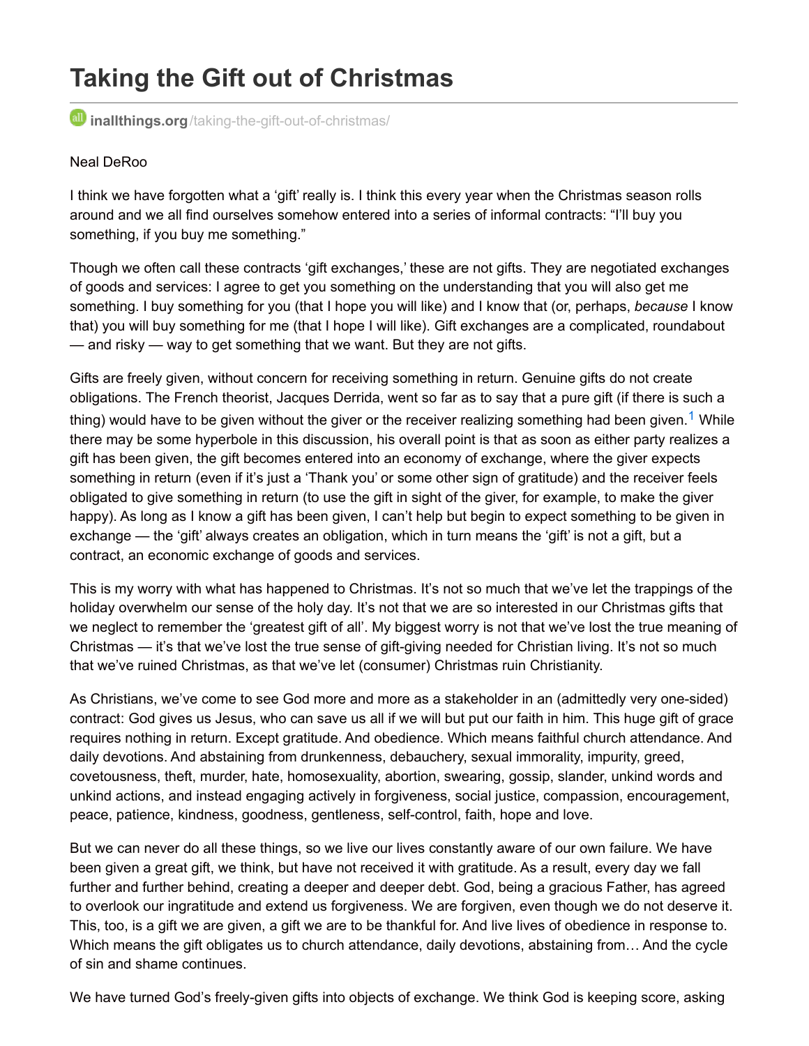# Taking the Gift out of Christmas

**inallthings.org**/taking-the-gift-out-of-christmas/

Neal DeRoo

I think we have forgotten what a 'gift' really is. I think this every year when the Christmas season rolls around and we all find ourselves somehow entered into a series of informal contracts: "I'll buy you something, if you buy me something."

Though we often call these contracts 'gift exchanges,' these are not gifts. They are negotiated exchanges of goods and services: I agree to get you something on the understanding that you will also get me something. I buy something for you (that I hope you will like) and I know that (or, perhaps, *because* I know that) you will buy something for me (that I hope I will like). Gift exchanges are a complicated, roundabout — and risky — way to get something that we want. But they are not gifts.

Gifts are freely given, without concern for receiving something in return. Genuine gifts do not create obligations. The French theorist, Jacques Derrida, went so far as to say that a pure gift (if there is such a thing) would have to be given without the giver or the receiver realizing something had been given.[1] While there may be some hyperbole in this discussion, his overall point is that as soon as either party realizes a gift has been given, the gift becomes entered into an economy of exchange, where the giver expects something in return (even if it's just a 'Thank you' or some other sign of gratitude) and the receiver feels obligated to give something in return (to use the gift in sight of the giver, for example, to make the giver happy). As long as I know a gift has been given, I can't help but begin to expect something to be given in exchange — the 'gift' always creates an obligation, which in turn means the 'gift' is not a gift, but a contract, an economic exchange of goods and services.

This is my worry with what has happened to Christmas. It's not so much that we've let the trappings of the holiday overwhelm our sense of the holy day. It's not that we are so interested in our Christmas gifts that we neglect to remember the 'greatest gift of all'. My biggest worry is not that we've lost the true meaning of Christmas — it's that we've lost the true sense of gift-giving needed for Christian living. It's not so much that we've ruined Christmas, as that we've let (consumer) Christmas ruin Christianity.

As Christians, we've come to see God more and more as a stakeholder in an (admittedly very one-sided) contract: God gives us Jesus, who can save us all if we will but put our faith in him. This huge gift of grace requires nothing in return. Except gratitude. And obedience. Which means faithful church attendance. And daily devotions. And abstaining from drunkenness, debauchery, sexual immorality, impurity, greed, covetousness, theft, murder, hate, homosexuality, abortion, swearing, gossip, slander, unkind words and unkind actions, and instead engaging actively in forgiveness, social justice, compassion, encouragement, peace, patience, kindness, goodness, gentleness, self-control, faith, hope and love.

But we can never do all these things, so we live our lives constantly aware of our own failure. We have been given a great gift, we think, but have not received it with gratitude. As a result, every day we fall further and further behind, creating a deeper and deeper debt. God, being a gracious Father, has agreed to overlook our ingratitude and extend us forgiveness. We are forgiven, even though we do not deserve it. This, too, is a gift we are given, a gift we are to be thankful for. And live lives of obedience in response to. Which means the gift obligates us to church attendance, daily devotions, abstaining from… And the cycle of sin and shame continues.

We have turned God's freely-given gifts into objects of exchange. We think God is keeping score, asking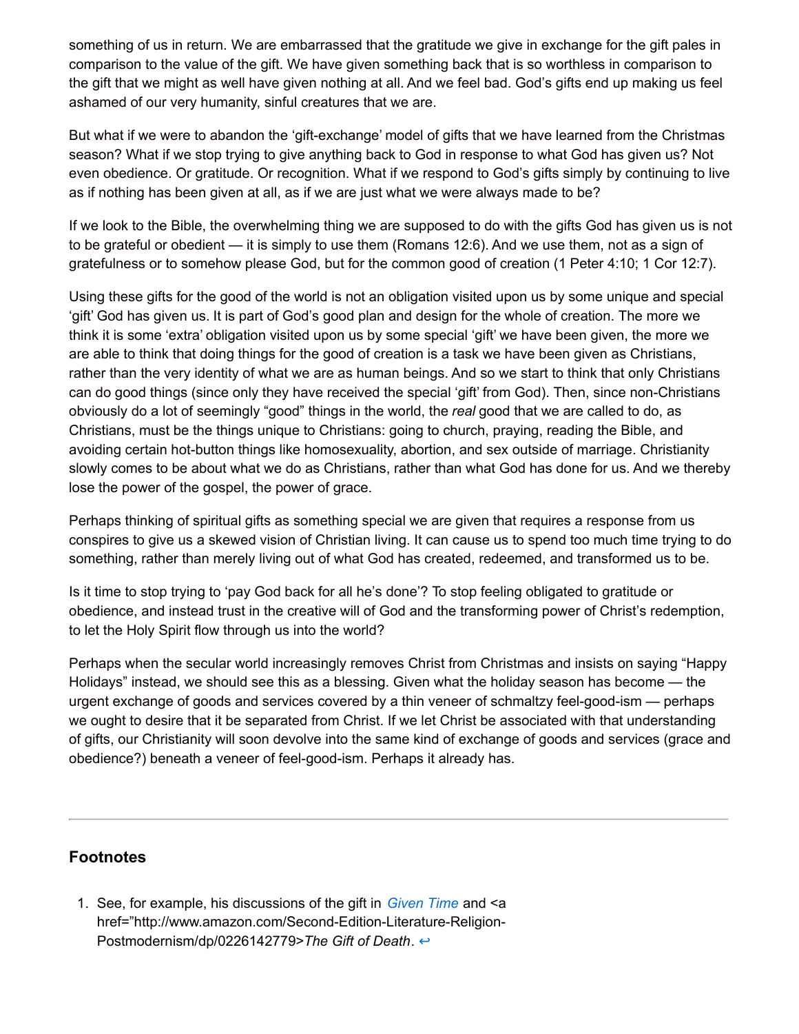something of us in return. We are embarrassed that the gratitude we give in exchange for the gift pales in comparison to the value of the gift. We have given something back that is so worthless in comparison to the gift that we might as well have given nothing at all. And we feel bad. God's gifts end up making us feel ashamed of our very humanity, sinful creatures that we are.

But what if we were to abandon the 'gift-exchange' model of gifts that we have learned from the Christmas season? What if we stop trying to give anything back to God in response to what God has given us? Not even obedience. Or gratitude. Or recognition. What if we respond to God's gifts simply by continuing to live as if nothing has been given at all, as if we are just what we were always made to be?

If we look to the Bible, the overwhelming thing we are supposed to do with the gifts God has given us is not to be grateful or obedient — it is simply to use them (Romans 12:6). And we use them, not as a sign of gratefulness or to somehow please God, but for the common good of creation (1 Peter 4:10; 1 Cor 12:7).

Using these gifts for the good of the world is not an obligation visited upon us by some unique and special 'gift' God has given us. It is part of God's good plan and design for the whole of creation. The more we think it is some 'extra' obligation visited upon us by some special 'gift' we have been given, the more we are able to think that doing things for the good of creation is a task we have been given as Christians, rather than the very identity of what we are as human beings. And so we start to think that only Christians can do good things (since only they have received the special 'gift' from God). Then, since non-Christians obviously do a lot of seemingly "good" things in the world, the *real* good that we are called to do, as Christians, must be the things unique to Christians: going to church, praying, reading the Bible, and avoiding certain hot-button things like homosexuality, abortion, and sex outside of marriage. Christianity slowly comes to be about what we do as Christians, rather than what God has done for us. And we thereby lose the power of the gospel, the power of grace.

Perhaps thinking of spiritual gifts as something special we are given that requires a response from us conspires to give us a skewed vision of Christian living. It can cause us to spend too much time trying to do something, rather than merely living out of what God has created, redeemed, and transformed us to be.

Is it time to stop trying to 'pay God back for all he's done'? To stop feeling obligated to gratitude or obedience, and instead trust in the creative will of God and the transforming power of Christ's redemption, to let the Holy Spirit flow through us into the world?

Perhaps when the secular world increasingly removes Christ from Christmas and insists on saying "Happy Holidays" instead, we should see this as a blessing. Given what the holiday season has become — the urgent exchange of goods and services covered by a thin veneer of schmaltzy feel-good-ism — perhaps we ought to desire that it be separated from Christ. If we let Christ be associated with that understanding of gifts, our Christianity will soon devolve into the same kind of exchange of goods and services (grace and obedience?) beneath a veneer of feel-good-ism. Perhaps it already has.

---

## Footnotes

1. See, for example, his discussions of the gift in *Given Time* and <a href="http://www.amazon.com/Second-Edition-Literature-Religion-Postmodernism/dp/0226142779>*The Gift of Death*. ↩